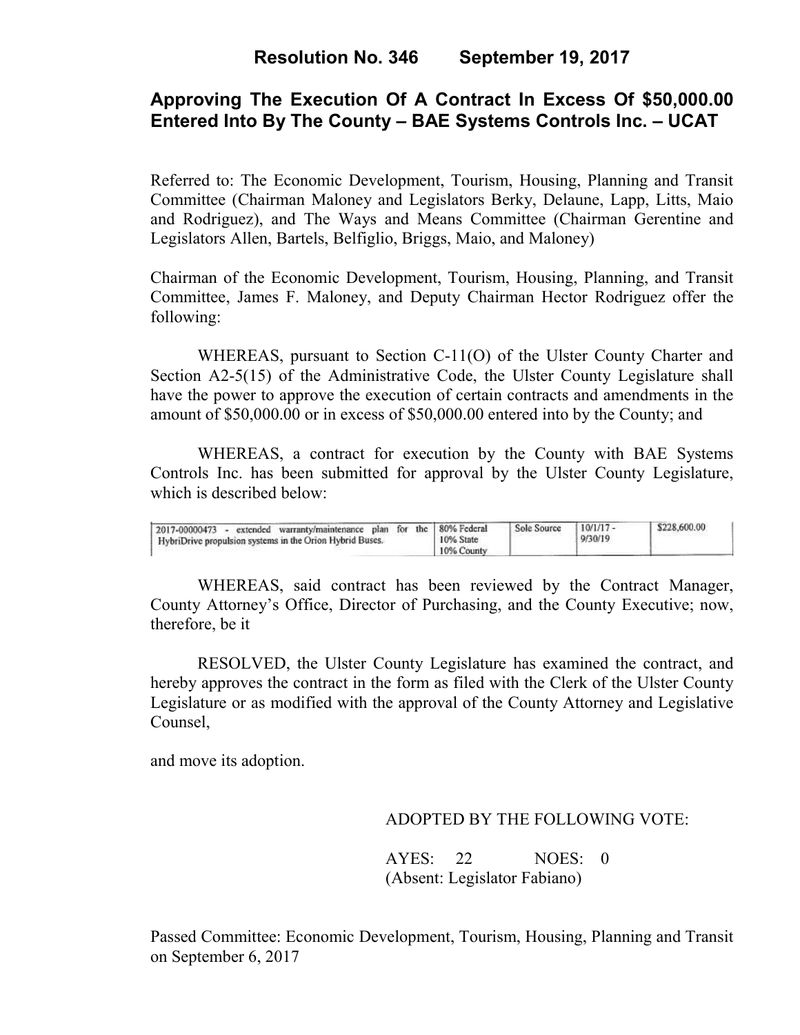# Resolution No. 346 September 19, 2017

## Approving The Execution Of A Contract In Excess Of $50,000.00 Entered Into By The County – BAE Systems Controls Inc. – UCAT

Referred to: The Economic Development, Tourism, Housing, Planning and Transit Committee (Chairman Maloney and Legislators Berky, Delaune, Lapp, Litts, Maio and Rodriguez), and The Ways and Means Committee (Chairman Gerentine and Legislators Allen, Bartels, Belfiglio, Briggs, Maio, and Maloney)

Chairman of the Economic Development, Tourism, Housing, Planning, and Transit Committee, James F. Maloney, and Deputy Chairman Hector Rodriguez offer the following:

WHEREAS, pursuant to Section C-11(O) of the Ulster County Charter and Section A2-5(15) of the Administrative Code, the Ulster County Legislature shall have the power to approve the execution of certain contracts and amendments in the amount of $50,000.00 or in excess of $50,000.00 entered into by the County; and

WHEREAS, a contract for execution by the County with BAE Systems Controls Inc. has been submitted for approval by the Ulster County Legislature, which is described below:

| | | | | |
|---|---|---|---|---|
| 2017-00000473 - extended warranty/maintenance plan for the HybriDrive propulsion systems in the Orion Hybrid Buses. | 80% Federal<br>10% State<br>10% County | Sole Source | 10/1/17 - 9/30/19 | $228,600.00 |

WHEREAS, said contract has been reviewed by the Contract Manager, County Attorney's Office, Director of Purchasing, and the County Executive; now, therefore, be it

RESOLVED, the Ulster County Legislature has examined the contract, and hereby approves the contract in the form as filed with the Clerk of the Ulster County Legislature or as modified with the approval of the County Attorney and Legislative Counsel,

and move its adoption.

ADOPTED BY THE FOLLOWING VOTE:

AYES: 22 NOES: 0
(Absent: Legislator Fabiano)

Passed Committee: Economic Development, Tourism, Housing, Planning and Transit on September 6, 2017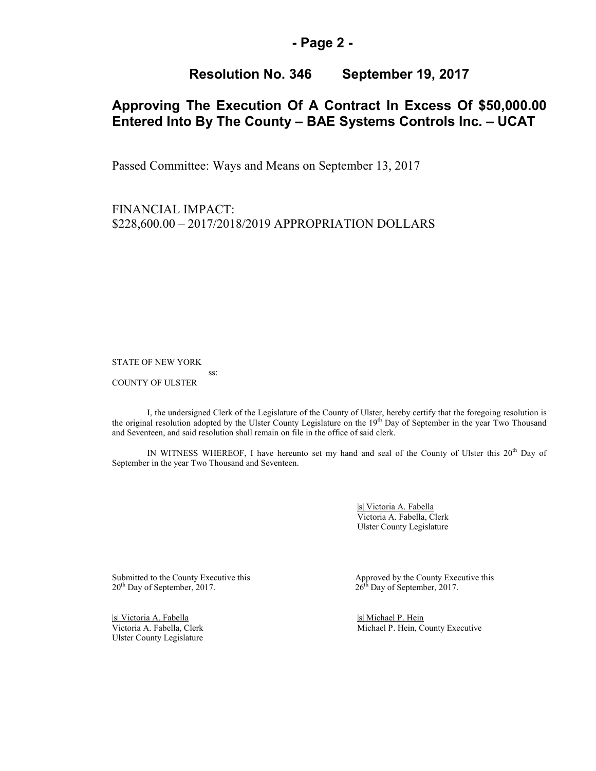## Resolution No. 346 September 19, 2017

## Approving The Execution Of A Contract In Excess Of $50,000.00 Entered Into By The County – BAE Systems Controls Inc. – UCAT

Passed Committee: Ways and Means on September 13, 2017

FINANCIAL IMPACT:
$228,600.00 – 2017/2018/2019 APPROPRIATION DOLLARS

STATE OF NEW YORK
ss:
COUNTY OF ULSTER

I, the undersigned Clerk of the Legislature of the County of Ulster, hereby certify that the foregoing resolution is the original resolution adopted by the Ulster County Legislature on the 19th Day of September in the year Two Thousand and Seventeen, and said resolution shall remain on file in the office of said clerk.

IN WITNESS WHEREOF, I have hereunto set my hand and seal of the County of Ulster this 20th Day of September in the year Two Thousand and Seventeen.

|s| Victoria A. Fabella
Victoria A. Fabella, Clerk
Ulster County Legislature

Submitted to the County Executive this 20th Day of September, 2017.

|s| Victoria A. Fabella
Victoria A. Fabella, Clerk
Ulster County Legislature

Approved by the County Executive this 26th Day of September, 2017.

|s| Michael P. Hein
Michael P. Hein, County Executive